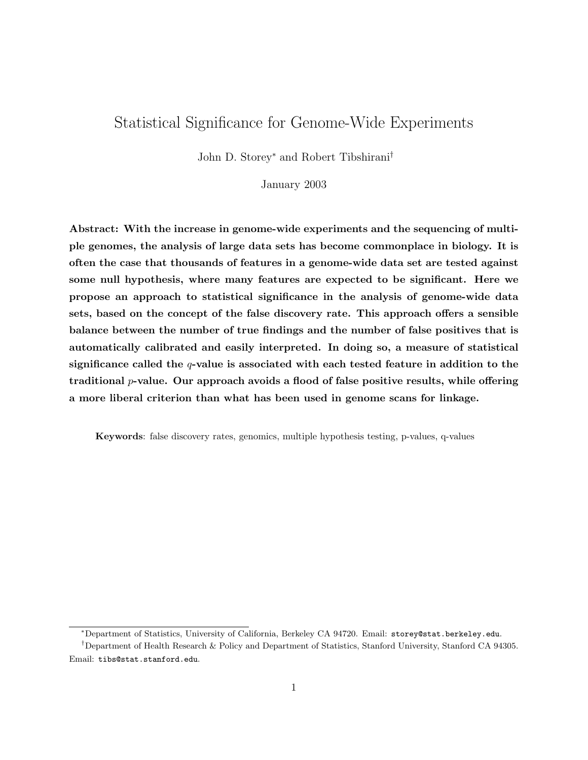# Statistical Significance for Genome-Wide Experiments

John D. Storey[*] and Robert Tibshirani[†]

January 2003

**Abstract: With the increase in genome-wide experiments and the sequencing of multiple genomes, the analysis of large data sets has become commonplace in biology. It is often the case that thousands of features in a genome-wide data set are tested against some null hypothesis, where many features are expected to be significant. Here we propose an approach to statistical significance in the analysis of genome-wide data sets, based on the concept of the false discovery rate. This approach offers a sensible balance between the number of true findings and the number of false positives that is automatically calibrated and easily interpreted. In doing so, a measure of statistical significance called the $q$-value is associated with each tested feature in addition to the traditional $p$-value. Our approach avoids a flood of false positive results, while offering a more liberal criterion than what has been used in genome scans for linkage.**

**Keywords**: false discovery rates, genomics, multiple hypothesis testing, p-values, q-values

[*]Department of Statistics, University of California, Berkeley CA 94720. Email: `storey@stat.berkeley.edu`.

[†]Department of Health Research & Policy and Department of Statistics, Stanford University, Stanford CA 94305. Email: `tibs@stat.stanford.edu`.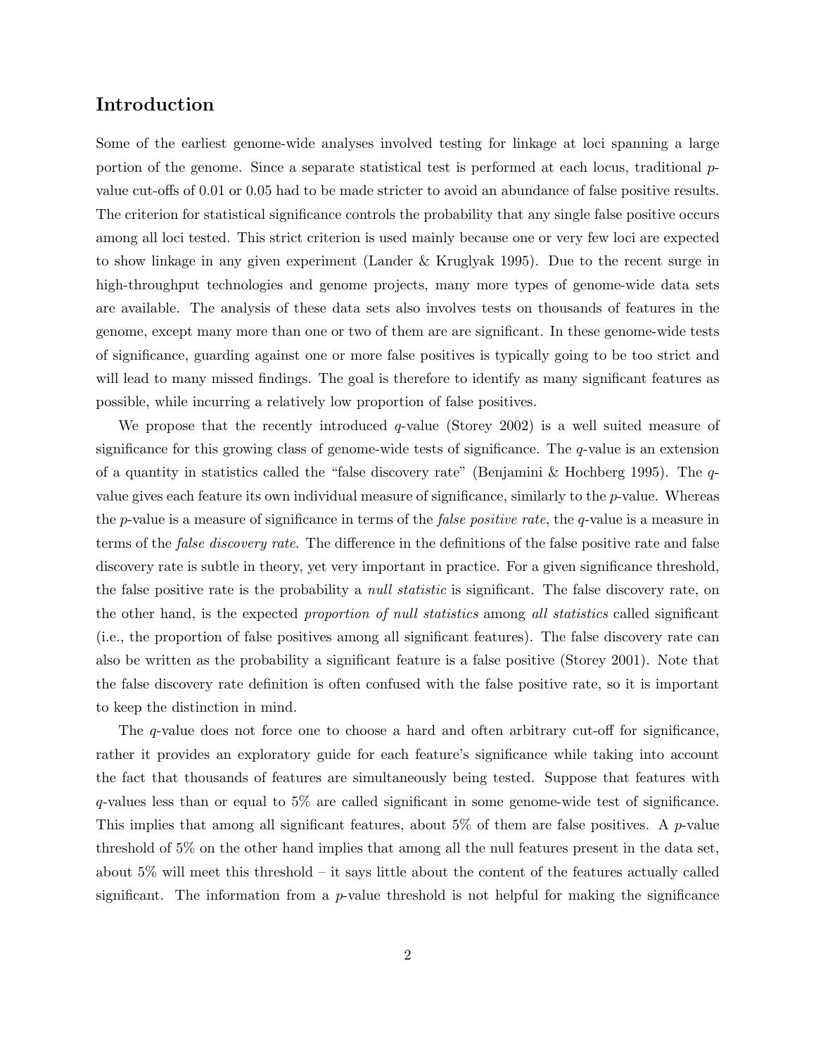## Introduction

Some of the earliest genome-wide analyses involved testing for linkage at loci spanning a large portion of the genome. Since a separate statistical test is performed at each locus, traditional $p$-value cut-offs of 0.01 or 0.05 had to be made stricter to avoid an abundance of false positive results. The criterion for statistical significance controls the probability that any single false positive occurs among all loci tested. This strict criterion is used mainly because one or very few loci are expected to show linkage in any given experiment (Lander & Kruglyak 1995). Due to the recent surge in high-throughput technologies and genome projects, many more types of genome-wide data sets are available. The analysis of these data sets also involves tests on thousands of features in the genome, except many more than one or two of them are are significant. In these genome-wide tests of significance, guarding against one or more false positives is typically going to be too strict and will lead to many missed findings. The goal is therefore to identify as many significant features as possible, while incurring a relatively low proportion of false positives.

We propose that the recently introduced $q$-value (Storey 2002) is a well suited measure of significance for this growing class of genome-wide tests of significance. The $q$-value is an extension of a quantity in statistics called the "false discovery rate" (Benjamini & Hochberg 1995). The $q$-value gives each feature its own individual measure of significance, similarly to the $p$-value. Whereas the $p$-value is a measure of significance in terms of the *false positive rate*, the $q$-value is a measure in terms of the *false discovery rate*. The difference in the definitions of the false positive rate and false discovery rate is subtle in theory, yet very important in practice. For a given significance threshold, the false positive rate is the probability a *null statistic* is significant. The false discovery rate, on the other hand, is the expected *proportion of null statistics* among *all statistics* called significant (i.e., the proportion of false positives among all significant features). The false discovery rate can also be written as the probability a significant feature is a false positive (Storey 2001). Note that the false discovery rate definition is often confused with the false positive rate, so it is important to keep the distinction in mind.

The $q$-value does not force one to choose a hard and often arbitrary cut-off for significance, rather it provides an exploratory guide for each feature's significance while taking into account the fact that thousands of features are simultaneously being tested. Suppose that features with $q$-values less than or equal to 5% are called significant in some genome-wide test of significance. This implies that among all significant features, about 5% of them are false positives. A $p$-value threshold of 5% on the other hand implies that among all the null features present in the data set, about 5% will meet this threshold – it says little about the content of the features actually called significant. The information from a $p$-value threshold is not helpful for making the significance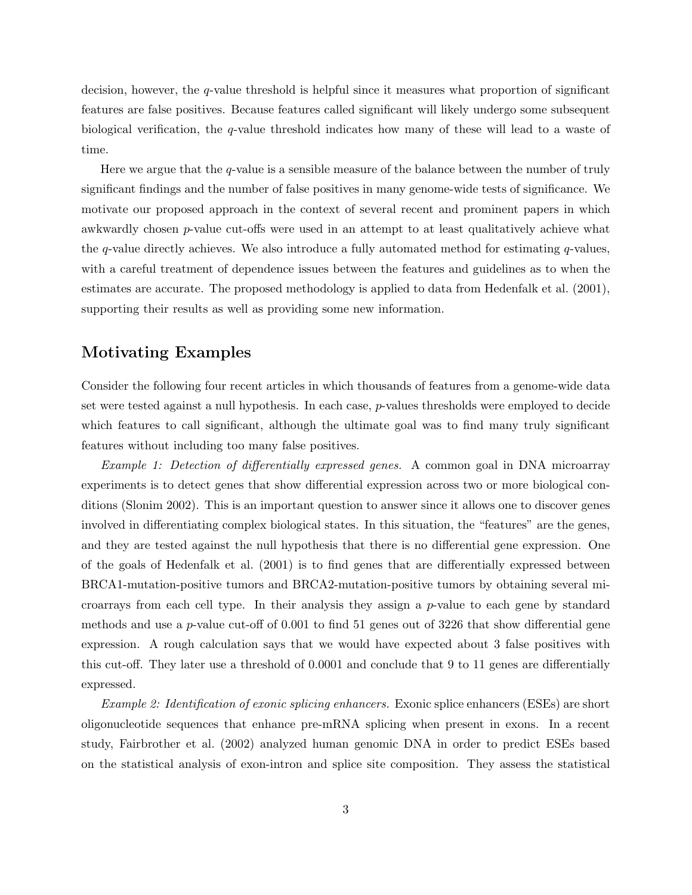decision, however, the $q$-value threshold is helpful since it measures what proportion of significant features are false positives. Because features called significant will likely undergo some subsequent biological verification, the $q$-value threshold indicates how many of these will lead to a waste of time.

Here we argue that the $q$-value is a sensible measure of the balance between the number of truly significant findings and the number of false positives in many genome-wide tests of significance. We motivate our proposed approach in the context of several recent and prominent papers in which awkwardly chosen $p$-value cut-offs were used in an attempt to at least qualitatively achieve what the $q$-value directly achieves. We also introduce a fully automated method for estimating $q$-values, with a careful treatment of dependence issues between the features and guidelines as to when the estimates are accurate. The proposed methodology is applied to data from Hedenfalk et al. (2001), supporting their results as well as providing some new information.

## Motivating Examples

Consider the following four recent articles in which thousands of features from a genome-wide data set were tested against a null hypothesis. In each case, $p$-values thresholds were employed to decide which features to call significant, although the ultimate goal was to find many truly significant features without including too many false positives.

*Example 1: Detection of differentially expressed genes.* A common goal in DNA microarray experiments is to detect genes that show differential expression across two or more biological conditions (Slonim 2002). This is an important question to answer since it allows one to discover genes involved in differentiating complex biological states. In this situation, the "features" are the genes, and they are tested against the null hypothesis that there is no differential gene expression. One of the goals of Hedenfalk et al. (2001) is to find genes that are differentially expressed between BRCA1-mutation-positive tumors and BRCA2-mutation-positive tumors by obtaining several microarrays from each cell type. In their analysis they assign a $p$-value to each gene by standard methods and use a $p$-value cut-off of 0.001 to find 51 genes out of 3226 that show differential gene expression. A rough calculation says that we would have expected about 3 false positives with this cut-off. They later use a threshold of 0.0001 and conclude that 9 to 11 genes are differentially expressed.

*Example 2: Identification of exonic splicing enhancers.* Exonic splice enhancers (ESEs) are short oligonucleotide sequences that enhance pre-mRNA splicing when present in exons. In a recent study, Fairbrother et al. (2002) analyzed human genomic DNA in order to predict ESEs based on the statistical analysis of exon-intron and splice site composition. They assess the statistical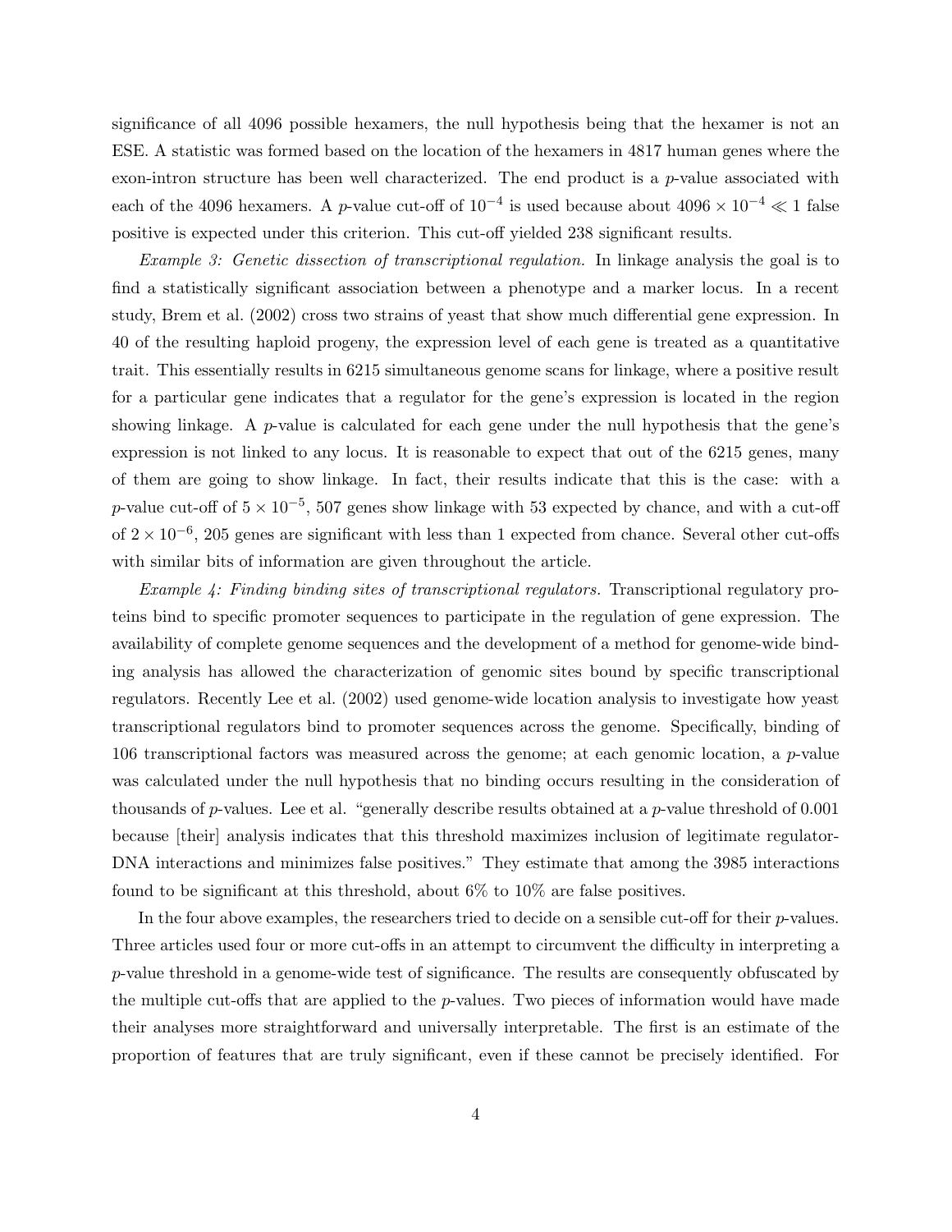significance of all 4096 possible hexamers, the null hypothesis being that the hexamer is not an ESE. A statistic was formed based on the location of the hexamers in 4817 human genes where the exon-intron structure has been well characterized. The end product is a $p$-value associated with each of the 4096 hexamers. A $p$-value cut-off of $10^{-4}$ is used because about $4096 \times 10^{-4} \ll 1$ false positive is expected under this criterion. This cut-off yielded 238 significant results.

*Example 3: Genetic dissection of transcriptional regulation.* In linkage analysis the goal is to find a statistically significant association between a phenotype and a marker locus. In a recent study, Brem et al. (2002) cross two strains of yeast that show much differential gene expression. In 40 of the resulting haploid progeny, the expression level of each gene is treated as a quantitative trait. This essentially results in 6215 simultaneous genome scans for linkage, where a positive result for a particular gene indicates that a regulator for the gene's expression is located in the region showing linkage. A $p$-value is calculated for each gene under the null hypothesis that the gene's expression is not linked to any locus. It is reasonable to expect that out of the 6215 genes, many of them are going to show linkage. In fact, their results indicate that this is the case: with a $p$-value cut-off of $5 \times 10^{-5}$, 507 genes show linkage with 53 expected by chance, and with a cut-off of $2 \times 10^{-6}$, 205 genes are significant with less than 1 expected from chance. Several other cut-offs with similar bits of information are given throughout the article.

*Example 4: Finding binding sites of transcriptional regulators.* Transcriptional regulatory proteins bind to specific promoter sequences to participate in the regulation of gene expression. The availability of complete genome sequences and the development of a method for genome-wide binding analysis has allowed the characterization of genomic sites bound by specific transcriptional regulators. Recently Lee et al. (2002) used genome-wide location analysis to investigate how yeast transcriptional regulators bind to promoter sequences across the genome. Specifically, binding of 106 transcriptional factors was measured across the genome; at each genomic location, a $p$-value was calculated under the null hypothesis that no binding occurs resulting in the consideration of thousands of $p$-values. Lee et al. "generally describe results obtained at a $p$-value threshold of 0.001 because [their] analysis indicates that this threshold maximizes inclusion of legitimate regulator-DNA interactions and minimizes false positives." They estimate that among the 3985 interactions found to be significant at this threshold, about 6% to 10% are false positives.

In the four above examples, the researchers tried to decide on a sensible cut-off for their $p$-values. Three articles used four or more cut-offs in an attempt to circumvent the difficulty in interpreting a $p$-value threshold in a genome-wide test of significance. The results are consequently obfuscated by the multiple cut-offs that are applied to the $p$-values. Two pieces of information would have made their analyses more straightforward and universally interpretable. The first is an estimate of the proportion of features that are truly significant, even if these cannot be precisely identified. For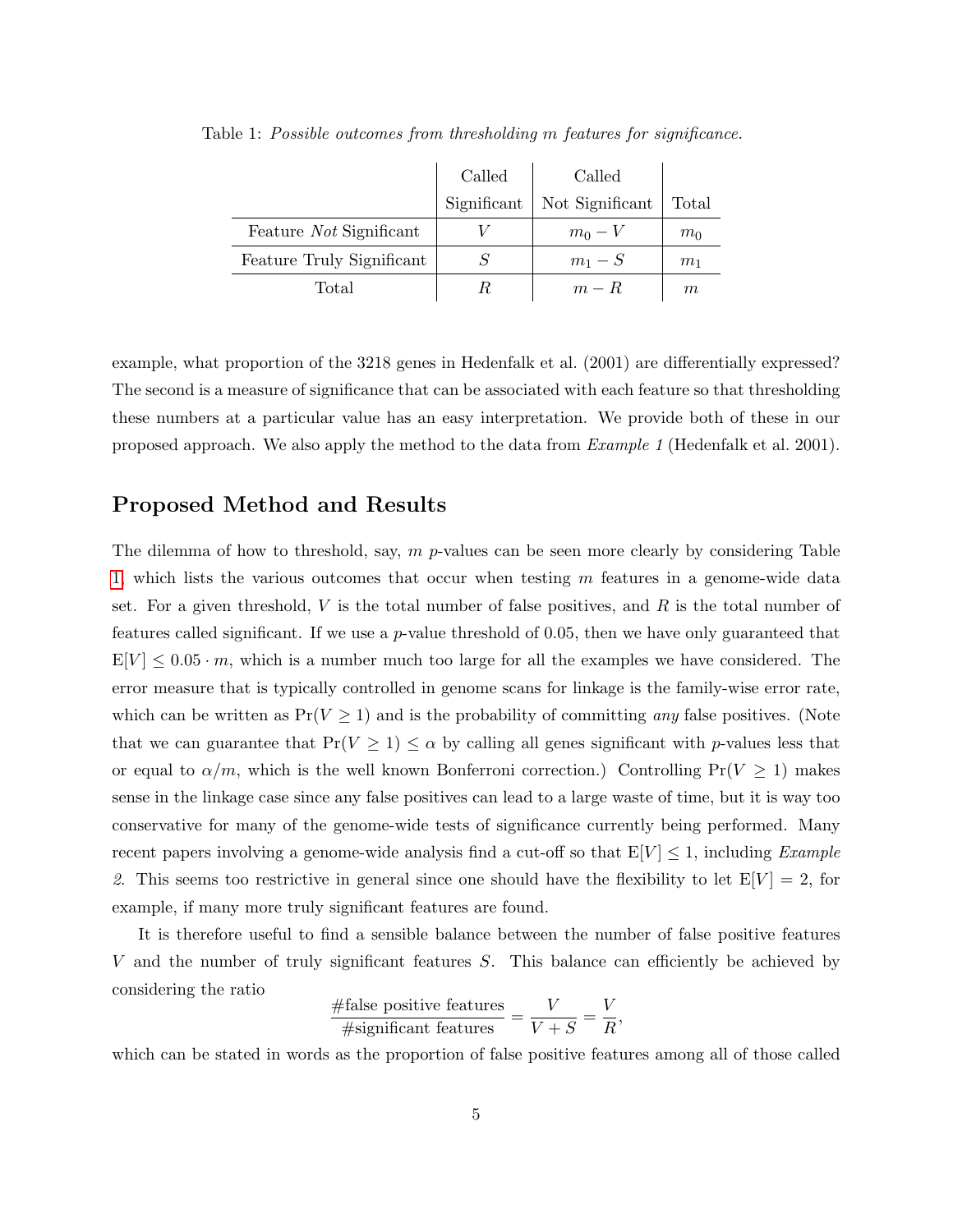Table 1: *Possible outcomes from thresholding m features for significance.*

| | Called Significant | Called Not Significant | Total |
|---|---|---|---|
| Feature *Not* Significant | $V$ | $m_0 - V$ | $m_0$ |
| Feature Truly Significant | $S$ | $m_1 - S$ | $m_1$ |
| Total | $R$ | $m - R$ | $m$ |

example, what proportion of the 3218 genes in Hedenfalk et al. (2001) are differentially expressed? The second is a measure of significance that can be associated with each feature so that thresholding these numbers at a particular value has an easy interpretation. We provide both of these in our proposed approach. We also apply the method to the data from *Example 1* (Hedenfalk et al. 2001).

## Proposed Method and Results

The dilemma of how to threshold, say, $m$ $p$-values can be seen more clearly by considering Table 1, which lists the various outcomes that occur when testing $m$ features in a genome-wide data set. For a given threshold, $V$ is the total number of false positives, and $R$ is the total number of features called significant. If we use a $p$-value threshold of 0.05, then we have only guaranteed that $\mathrm{E}[V] \leq 0.05 \cdot m$, which is a number much too large for all the examples we have considered. The error measure that is typically controlled in genome scans for linkage is the family-wise error rate, which can be written as $\Pr(V \geq 1)$ and is the probability of committing *any* false positives. (Note that we can guarantee that $\Pr(V \geq 1) \leq \alpha$ by calling all genes significant with $p$-values less that or equal to $\alpha/m$, which is the well known Bonferroni correction.) Controlling $\Pr(V \geq 1)$ makes sense in the linkage case since any false positives can lead to a large waste of time, but it is way too conservative for many of the genome-wide tests of significance currently being performed. Many recent papers involving a genome-wide analysis find a cut-off so that $\mathrm{E}[V] \leq 1$, including *Example 2*. This seems too restrictive in general since one should have the flexibility to let $\mathrm{E}[V] = 2$, for example, if many more truly significant features are found.

It is therefore useful to find a sensible balance between the number of false positive features $V$ and the number of truly significant features $S$. This balance can efficiently be achieved by considering the ratio

$$\frac{\#\text{false positive features}}{\#\text{significant features}} = \frac{V}{V+S} = \frac{V}{R},$$

which can be stated in words as the proportion of false positive features among all of those called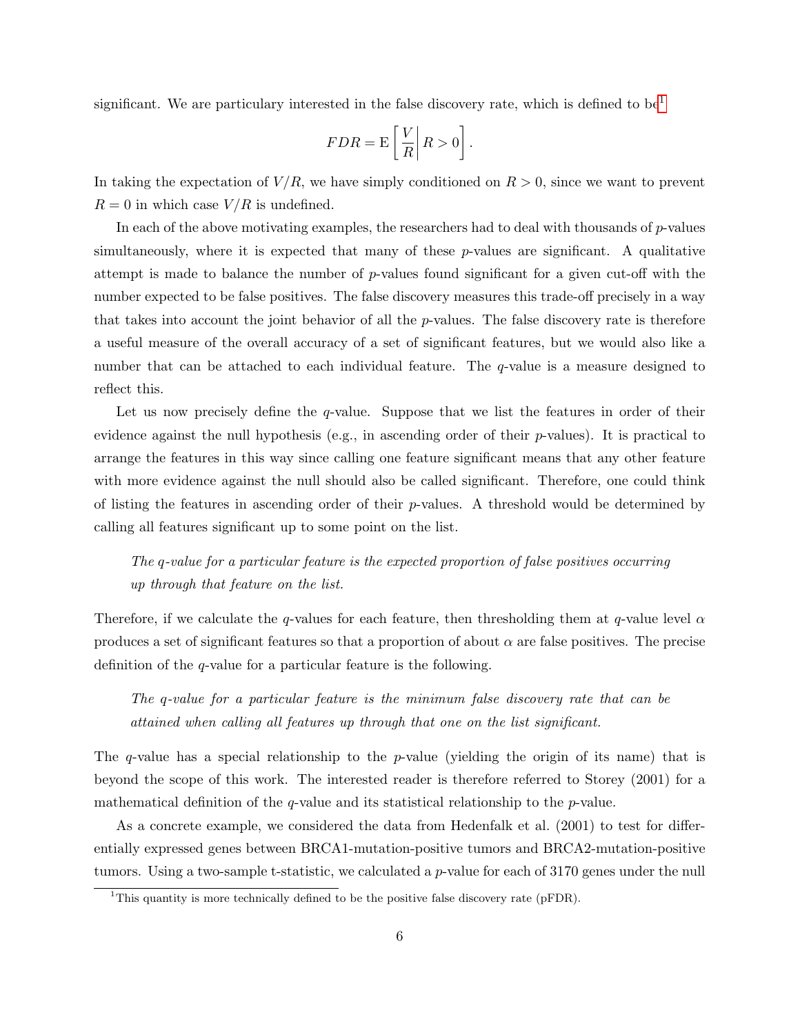significant. We are particulary interested in the false discovery rate, which is defined to be[1]

$$FDR = \mathrm{E}\left[\frac{V}{R}\middle| R > 0\right].$$

In taking the expectation of $V/R$, we have simply conditioned on $R > 0$, since we want to prevent $R = 0$ in which case $V/R$ is undefined.

In each of the above motivating examples, the researchers had to deal with thousands of $p$-values simultaneously, where it is expected that many of these $p$-values are significant. A qualitative attempt is made to balance the number of $p$-values found significant for a given cut-off with the number expected to be false positives. The false discovery measures this trade-off precisely in a way that takes into account the joint behavior of all the $p$-values. The false discovery rate is therefore a useful measure of the overall accuracy of a set of significant features, but we would also like a number that can be attached to each individual feature. The $q$-value is a measure designed to reflect this.

Let us now precisely define the $q$-value. Suppose that we list the features in order of their evidence against the null hypothesis (e.g., in ascending order of their $p$-values). It is practical to arrange the features in this way since calling one feature significant means that any other feature with more evidence against the null should also be called significant. Therefore, one could think of listing the features in ascending order of their $p$-values. A threshold would be determined by calling all features significant up to some point on the list.

> *The q-value for a particular feature is the expected proportion of false positives occurring up through that feature on the list.*

Therefore, if we calculate the $q$-values for each feature, then thresholding them at $q$-value level $\alpha$ produces a set of significant features so that a proportion of about $\alpha$ are false positives. The precise definition of the $q$-value for a particular feature is the following.

> *The q-value for a particular feature is the minimum false discovery rate that can be attained when calling all features up through that one on the list significant.*

The $q$-value has a special relationship to the $p$-value (yielding the origin of its name) that is beyond the scope of this work. The interested reader is therefore referred to Storey (2001) for a mathematical definition of the $q$-value and its statistical relationship to the $p$-value.

As a concrete example, we considered the data from Hedenfalk et al. (2001) to test for differentially expressed genes between BRCA1-mutation-positive tumors and BRCA2-mutation-positive tumors. Using a two-sample t-statistic, we calculated a $p$-value for each of 3170 genes under the null

[1] This quantity is more technically defined to be the positive false discovery rate (pFDR).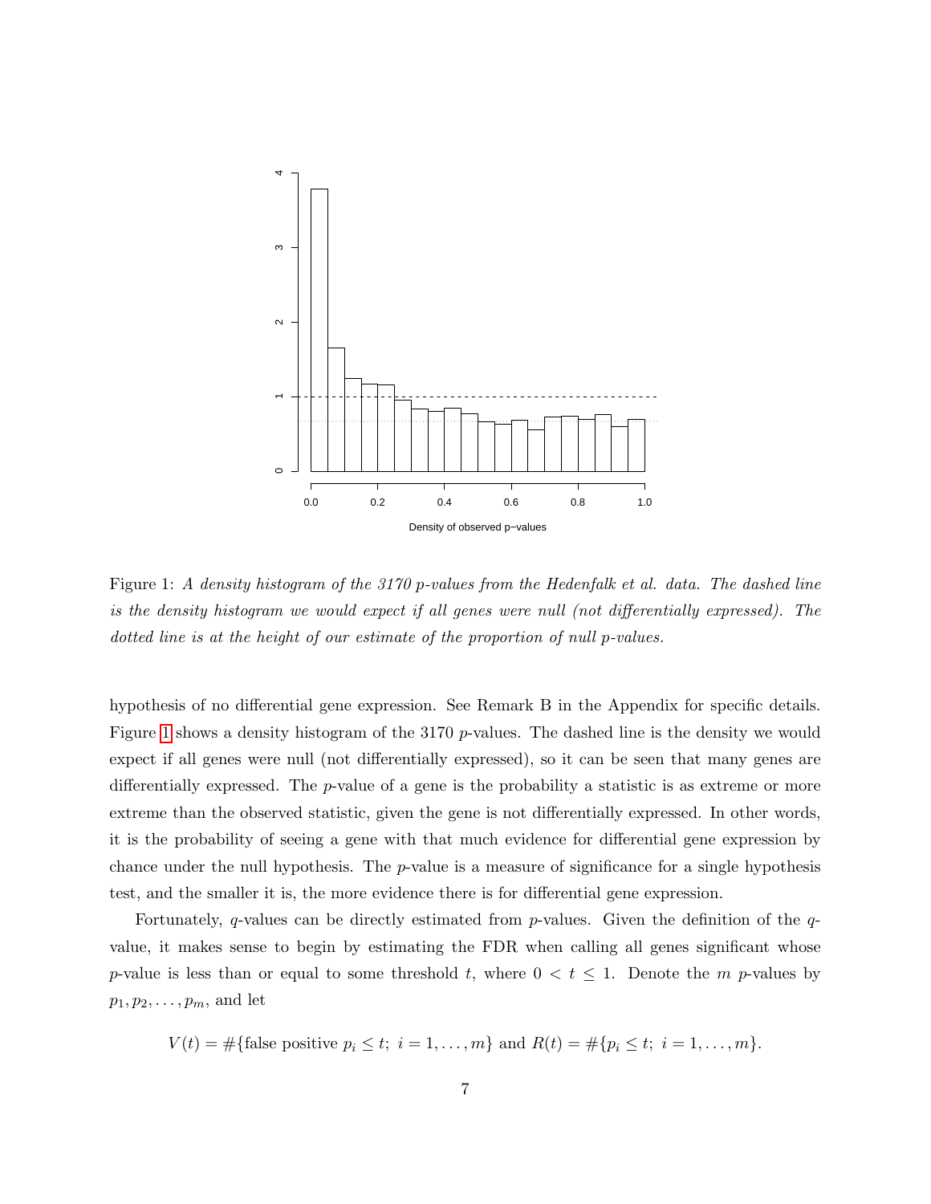Figure 1: *A density histogram of the 3170 p-values from the Hedenfalk et al. data. The dashed line is the density histogram we would expect if all genes were null (not differentially expressed). The dotted line is at the height of our estimate of the proportion of null p-values.*

hypothesis of no differential gene expression. See Remark B in the Appendix for specific details. Figure 1 shows a density histogram of the 3170 $p$-values. The dashed line is the density we would expect if all genes were null (not differentially expressed), so it can be seen that many genes are differentially expressed. The $p$-value of a gene is the probability a statistic is as extreme or more extreme than the observed statistic, given the gene is not differentially expressed. In other words, it is the probability of seeing a gene with that much evidence for differential gene expression by chance under the null hypothesis. The $p$-value is a measure of significance for a single hypothesis test, and the smaller it is, the more evidence there is for differential gene expression.

Fortunately, $q$-values can be directly estimated from $p$-values. Given the definition of the $q$-value, it makes sense to begin by estimating the FDR when calling all genes significant whose $p$-value is less than or equal to some threshold $t$, where $0 < t \leq 1$. Denote the $m$ $p$-values by $p_1, p_2, \ldots, p_m$, and let

$$V(t) = \#\{\text{false positive } p_i \leq t;\ i = 1, \ldots, m\} \text{ and } R(t) = \#\{p_i \leq t;\ i = 1, \ldots, m\}.$$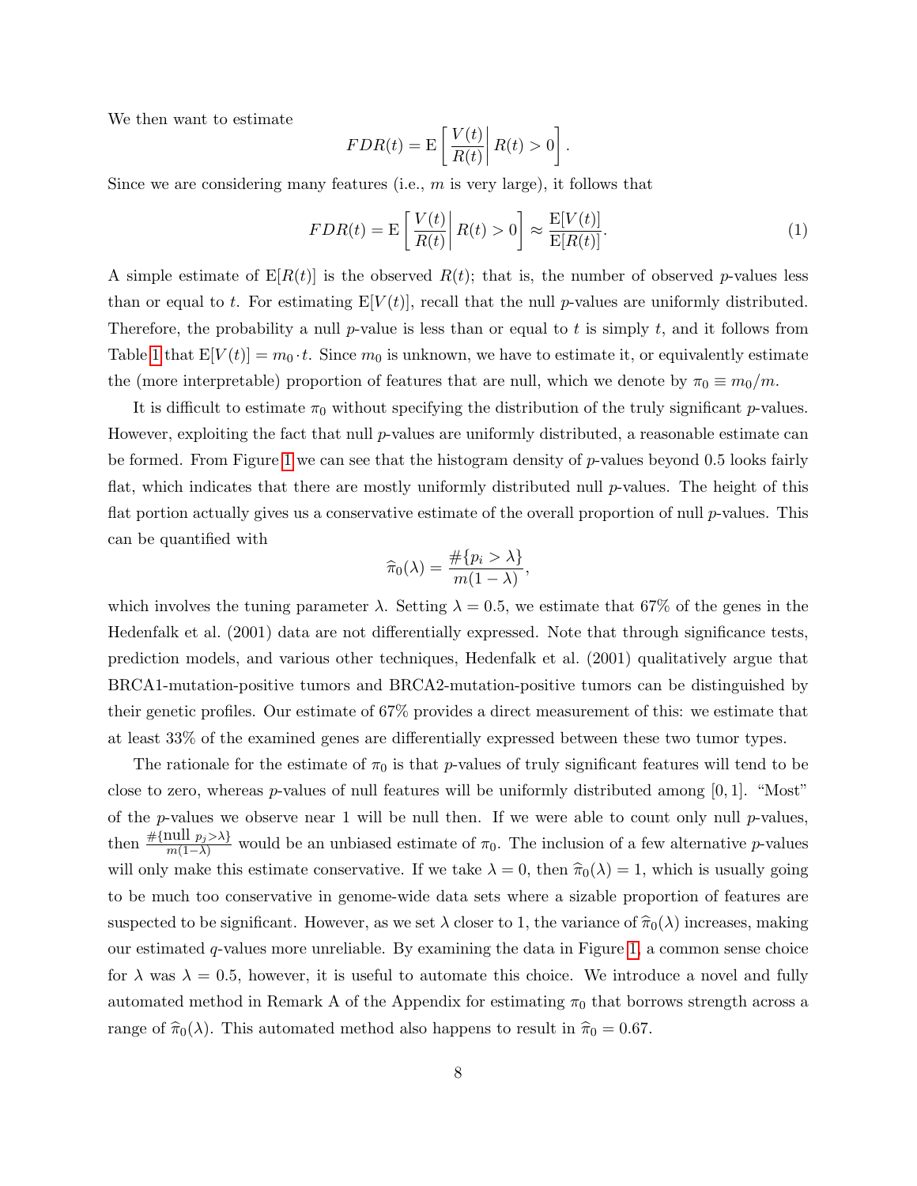We then want to estimate

$$FDR(t) = \mathrm{E}\left[\left.\frac{V(t)}{R(t)}\right| R(t) > 0\right].$$

Since we are considering many features (i.e., $m$ is very large), it follows that

$$FDR(t) = \mathrm{E}\left[\left.\frac{V(t)}{R(t)}\right| R(t) > 0\right] \approx \frac{\mathrm{E}[V(t)]}{\mathrm{E}[R(t)]}. \tag{1}$$

A simple estimate of $\mathrm{E}[R(t)]$ is the observed $R(t)$; that is, the number of observed $p$-values less than or equal to $t$. For estimating $\mathrm{E}[V(t)]$, recall that the null $p$-values are uniformly distributed. Therefore, the probability a null $p$-value is less than or equal to $t$ is simply $t$, and it follows from Table 1 that $\mathrm{E}[V(t)] = m_0 \cdot t$. Since $m_0$ is unknown, we have to estimate it, or equivalently estimate the (more interpretable) proportion of features that are null, which we denote by $\pi_0 \equiv m_0/m$.

It is difficult to estimate $\pi_0$ without specifying the distribution of the truly significant $p$-values. However, exploiting the fact that null $p$-values are uniformly distributed, a reasonable estimate can be formed. From Figure 1 we can see that the histogram density of $p$-values beyond 0.5 looks fairly flat, which indicates that there are mostly uniformly distributed null $p$-values. The height of this flat portion actually gives us a conservative estimate of the overall proportion of null $p$-values. This can be quantified with

$$\widehat{\pi}_0(\lambda) = \frac{\#\{p_i > \lambda\}}{m(1-\lambda)},$$

which involves the tuning parameter $\lambda$. Setting $\lambda = 0.5$, we estimate that 67% of the genes in the Hedenfalk et al. (2001) data are not differentially expressed. Note that through significance tests, prediction models, and various other techniques, Hedenfalk et al. (2001) qualitatively argue that BRCA1-mutation-positive tumors and BRCA2-mutation-positive tumors can be distinguished by their genetic profiles. Our estimate of 67% provides a direct measurement of this: we estimate that at least 33% of the examined genes are differentially expressed between these two tumor types.

The rationale for the estimate of $\pi_0$ is that $p$-values of truly significant features will tend to be close to zero, whereas $p$-values of null features will be uniformly distributed among $[0, 1]$. "Most" of the $p$-values we observe near 1 will be null then. If we were able to count only null $p$-values, then $\frac{\#\{\text{null } p_j > \lambda\}}{m(1-\lambda)}$ would be an unbiased estimate of $\pi_0$. The inclusion of a few alternative $p$-values will only make this estimate conservative. If we take $\lambda = 0$, then $\widehat{\pi}_0(\lambda) = 1$, which is usually going to be much too conservative in genome-wide data sets where a sizable proportion of features are suspected to be significant. However, as we set $\lambda$ closer to 1, the variance of $\widehat{\pi}_0(\lambda)$ increases, making our estimated $q$-values more unreliable. By examining the data in Figure 1, a common sense choice for $\lambda$ was $\lambda = 0.5$, however, it is useful to automate this choice. We introduce a novel and fully automated method in Remark A of the Appendix for estimating $\pi_0$ that borrows strength across a range of $\widehat{\pi}_0(\lambda)$. This automated method also happens to result in $\widehat{\pi}_0 = 0.67$.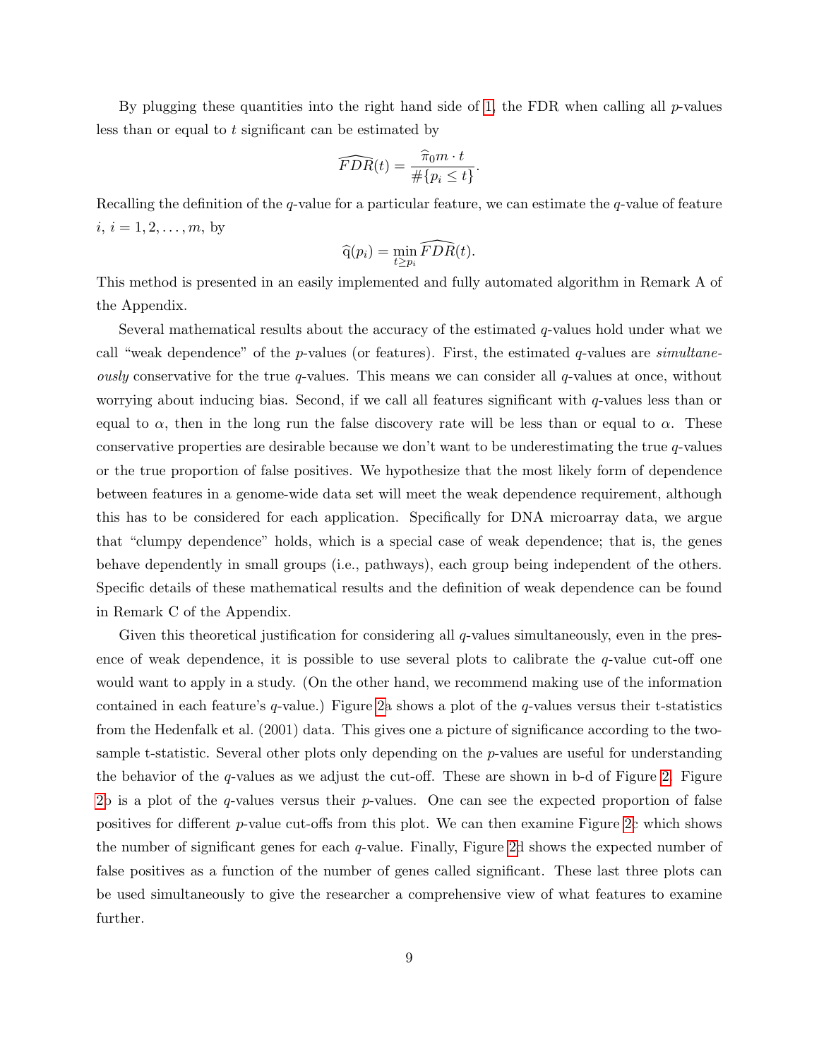By plugging these quantities into the right hand side of 1, the FDR when calling all $p$-values less than or equal to $t$ significant can be estimated by

$$\widehat{FDR}(t) = \frac{\widehat{\pi}_0 m \cdot t}{\#\{p_i \leq t\}}.$$

Recalling the definition of the $q$-value for a particular feature, we can estimate the $q$-value of feature $i$, $i = 1, 2, \ldots, m$, by

$$\widehat{\mathrm{q}}(p_i) = \min_{t \geq p_i} \widehat{FDR}(t).$$

This method is presented in an easily implemented and fully automated algorithm in Remark A of the Appendix.

Several mathematical results about the accuracy of the estimated $q$-values hold under what we call "weak dependence" of the $p$-values (or features). First, the estimated $q$-values are *simultaneously* conservative for the true $q$-values. This means we can consider all $q$-values at once, without worrying about inducing bias. Second, if we call all features significant with $q$-values less than or equal to $\alpha$, then in the long run the false discovery rate will be less than or equal to $\alpha$. These conservative properties are desirable because we don't want to be underestimating the true $q$-values or the true proportion of false positives. We hypothesize that the most likely form of dependence between features in a genome-wide data set will meet the weak dependence requirement, although this has to be considered for each application. Specifically for DNA microarray data, we argue that "clumpy dependence" holds, which is a special case of weak dependence; that is, the genes behave dependently in small groups (i.e., pathways), each group being independent of the others. Specific details of these mathematical results and the definition of weak dependence can be found in Remark C of the Appendix.

Given this theoretical justification for considering all $q$-values simultaneously, even in the presence of weak dependence, it is possible to use several plots to calibrate the $q$-value cut-off one would want to apply in a study. (On the other hand, we recommend making use of the information contained in each feature's $q$-value.) Figure 2a shows a plot of the $q$-values versus their t-statistics from the Hedenfalk et al. (2001) data. This gives one a picture of significance according to the two-sample t-statistic. Several other plots only depending on the $p$-values are useful for understanding the behavior of the $q$-values as we adjust the cut-off. These are shown in b-d of Figure 2. Figure 2b is a plot of the $q$-values versus their $p$-values. One can see the expected proportion of false positives for different $p$-value cut-offs from this plot. We can then examine Figure 2c which shows the number of significant genes for each $q$-value. Finally, Figure 2d shows the expected number of false positives as a function of the number of genes called significant. These last three plots can be used simultaneously to give the researcher a comprehensive view of what features to examine further.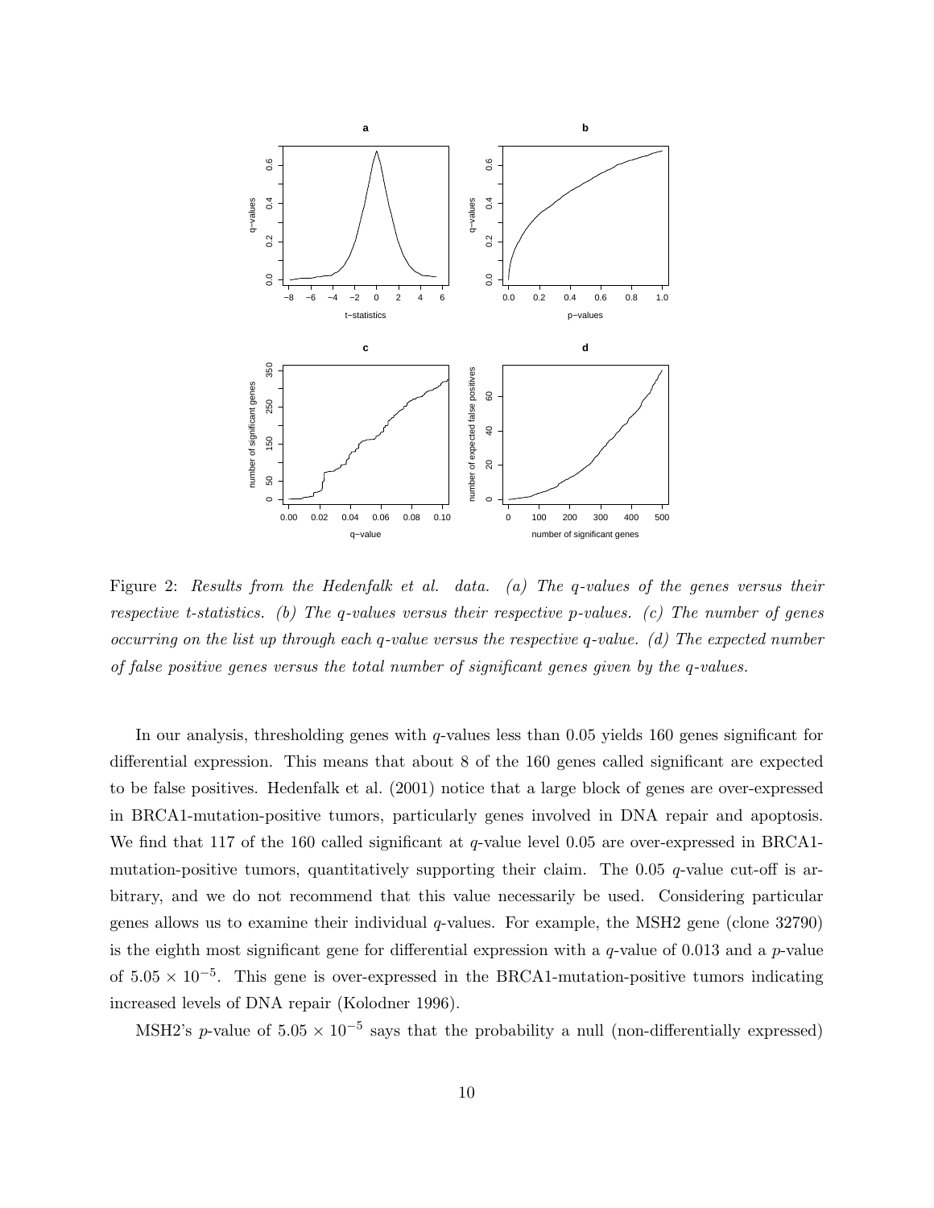Figure 2: *Results from the Hedenfalk et al. data. (a) The q-values of the genes versus their respective t-statistics. (b) The q-values versus their respective p-values. (c) The number of genes occurring on the list up through each q-value versus the respective q-value. (d) The expected number of false positive genes versus the total number of significant genes given by the q-values.*

In our analysis, thresholding genes with $q$-values less than 0.05 yields 160 genes significant for differential expression. This means that about 8 of the 160 genes called significant are expected to be false positives. Hedenfalk et al. (2001) notice that a large block of genes are over-expressed in BRCA1-mutation-positive tumors, particularly genes involved in DNA repair and apoptosis. We find that 117 of the 160 called significant at $q$-value level 0.05 are over-expressed in BRCA1-mutation-positive tumors, quantitatively supporting their claim. The 0.05 $q$-value cut-off is arbitrary, and we do not recommend that this value necessarily be used. Considering particular genes allows us to examine their individual $q$-values. For example, the MSH2 gene (clone 32790) is the eighth most significant gene for differential expression with a $q$-value of 0.013 and a $p$-value of $5.05 \times 10^{-5}$. This gene is over-expressed in the BRCA1-mutation-positive tumors indicating increased levels of DNA repair (Kolodner 1996).

MSH2's $p$-value of $5.05 \times 10^{-5}$ says that the probability a null (non-differentially expressed)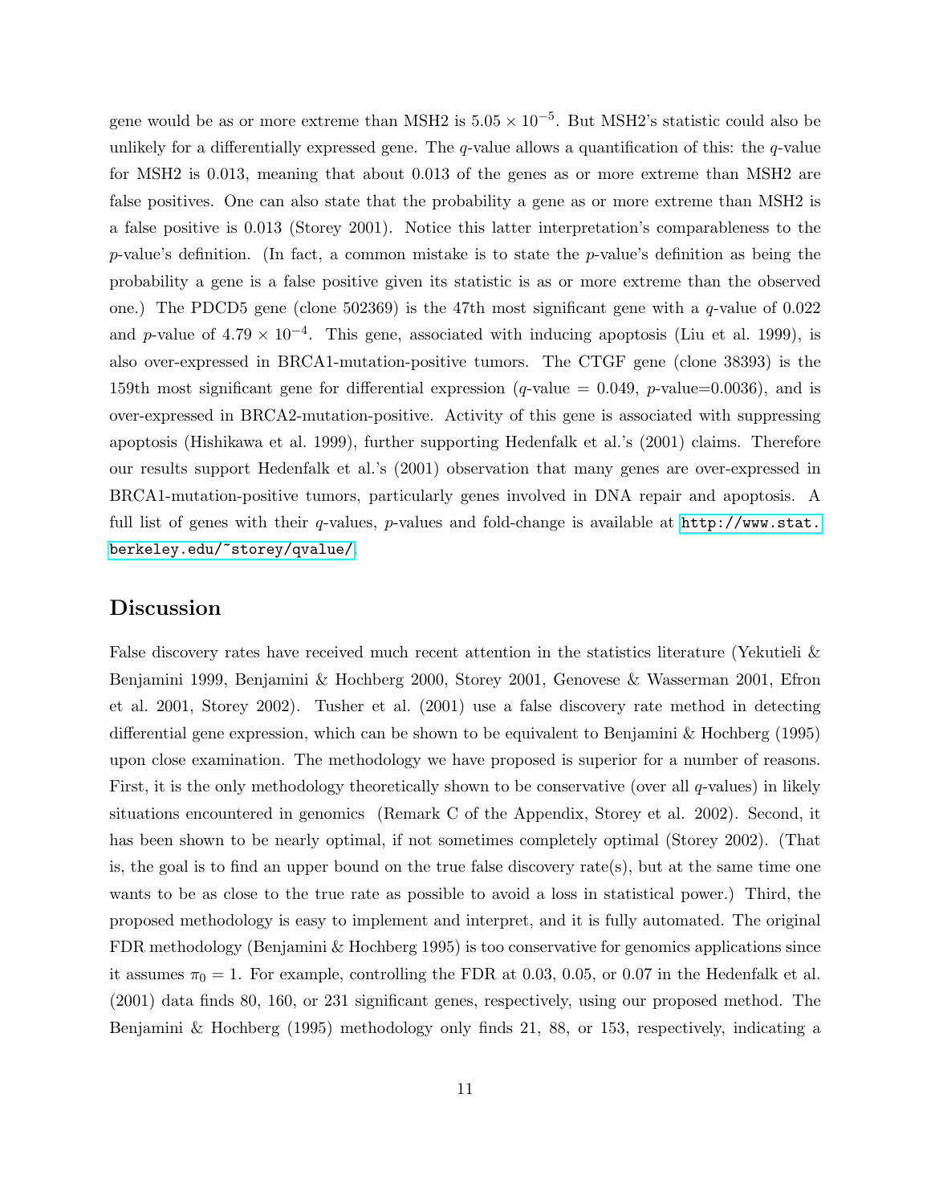gene would be as or more extreme than MSH2 is $5.05 \times 10^{-5}$. But MSH2's statistic could also be unlikely for a differentially expressed gene. The $q$-value allows a quantification of this: the $q$-value for MSH2 is 0.013, meaning that about 0.013 of the genes as or more extreme than MSH2 are false positives. One can also state that the probability a gene as or more extreme than MSH2 is a false positive is 0.013 (Storey 2001). Notice this latter interpretation's comparableness to the $p$-value's definition. (In fact, a common mistake is to state the $p$-value's definition as being the probability a gene is a false positive given its statistic is as or more extreme than the observed one.) The PDCD5 gene (clone 502369) is the 47th most significant gene with a $q$-value of 0.022 and $p$-value of $4.79 \times 10^{-4}$. This gene, associated with inducing apoptosis (Liu et al. 1999), is also over-expressed in BRCA1-mutation-positive tumors. The CTGF gene (clone 38393) is the 159th most significant gene for differential expression ($q$-value = 0.049, $p$-value=0.0036), and is over-expressed in BRCA2-mutation-positive. Activity of this gene is associated with suppressing apoptosis (Hishikawa et al. 1999), further supporting Hedenfalk et al.'s (2001) claims. Therefore our results support Hedenfalk et al.'s (2001) observation that many genes are over-expressed in BRCA1-mutation-positive tumors, particularly genes involved in DNA repair and apoptosis. A full list of genes with their $q$-values, $p$-values and fold-change is available at http://www.stat.berkeley.edu/~storey/qvalue/.

## Discussion

False discovery rates have received much recent attention in the statistics literature (Yekutieli & Benjamini 1999, Benjamini & Hochberg 2000, Storey 2001, Genovese & Wasserman 2001, Efron et al. 2001, Storey 2002). Tusher et al. (2001) use a false discovery rate method in detecting differential gene expression, which can be shown to be equivalent to Benjamini & Hochberg (1995) upon close examination. The methodology we have proposed is superior for a number of reasons. First, it is the only methodology theoretically shown to be conservative (over all $q$-values) in likely situations encountered in genomics (Remark C of the Appendix, Storey et al. 2002). Second, it has been shown to be nearly optimal, if not sometimes completely optimal (Storey 2002). (That is, the goal is to find an upper bound on the true false discovery rate(s), but at the same time one wants to be as close to the true rate as possible to avoid a loss in statistical power.) Third, the proposed methodology is easy to implement and interpret, and it is fully automated. The original FDR methodology (Benjamini & Hochberg 1995) is too conservative for genomics applications since it assumes $\pi_0 = 1$. For example, controlling the FDR at 0.03, 0.05, or 0.07 in the Hedenfalk et al. (2001) data finds 80, 160, or 231 significant genes, respectively, using our proposed method. The Benjamini & Hochberg (1995) methodology only finds 21, 88, or 153, respectively, indicating a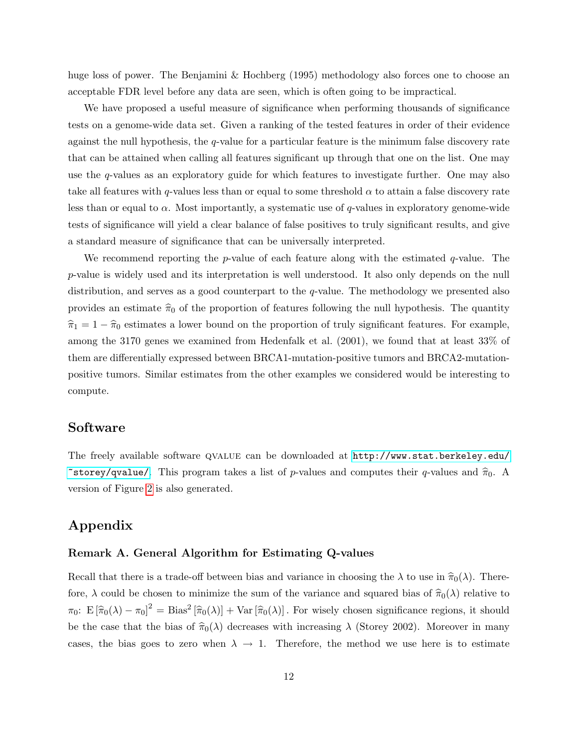huge loss of power. The Benjamini & Hochberg (1995) methodology also forces one to choose an acceptable FDR level before any data are seen, which is often going to be impractical.

We have proposed a useful measure of significance when performing thousands of significance tests on a genome-wide data set. Given a ranking of the tested features in order of their evidence against the null hypothesis, the $q$-value for a particular feature is the minimum false discovery rate that can be attained when calling all features significant up through that one on the list. One may use the $q$-values as an exploratory guide for which features to investigate further. One may also take all features with $q$-values less than or equal to some threshold $\alpha$ to attain a false discovery rate less than or equal to $\alpha$. Most importantly, a systematic use of $q$-values in exploratory genome-wide tests of significance will yield a clear balance of false positives to truly significant results, and give a standard measure of significance that can be universally interpreted.

We recommend reporting the $p$-value of each feature along with the estimated $q$-value. The $p$-value is widely used and its interpretation is well understood. It also only depends on the null distribution, and serves as a good counterpart to the $q$-value. The methodology we presented also provides an estimate $\widehat{\pi}_0$ of the proportion of features following the null hypothesis. The quantity $\widehat{\pi}_1 = 1 - \widehat{\pi}_0$ estimates a lower bound on the proportion of truly significant features. For example, among the 3170 genes we examined from Hedenfalk et al. (2001), we found that at least 33% of them are differentially expressed between BRCA1-mutation-positive tumors and BRCA2-mutation-positive tumors. Similar estimates from the other examples we considered would be interesting to compute.

## Software

The freely available software QVALUE can be downloaded at http://www.stat.berkeley.edu/~storey/qvalue/. This program takes a list of $p$-values and computes their $q$-values and $\widehat{\pi}_0$. A version of Figure 2 is also generated.

## Appendix

### Remark A. General Algorithm for Estimating Q-values

Recall that there is a trade-off between bias and variance in choosing the $\lambda$ to use in $\widehat{\pi}_0(\lambda)$. Therefore, $\lambda$ could be chosen to minimize the sum of the variance and squared bias of $\widehat{\pi}_0(\lambda)$ relative to $\pi_0$: $\mathrm{E}\left[\widehat{\pi}_0(\lambda) - \pi_0\right]^2 = \mathrm{Bias}^2\left[\widehat{\pi}_0(\lambda)\right] + \mathrm{Var}\left[\widehat{\pi}_0(\lambda)\right]$. For wisely chosen significance regions, it should be the case that the bias of $\widehat{\pi}_0(\lambda)$ decreases with increasing $\lambda$ (Storey 2002). Moreover in many cases, the bias goes to zero when $\lambda \to 1$. Therefore, the method we use here is to estimate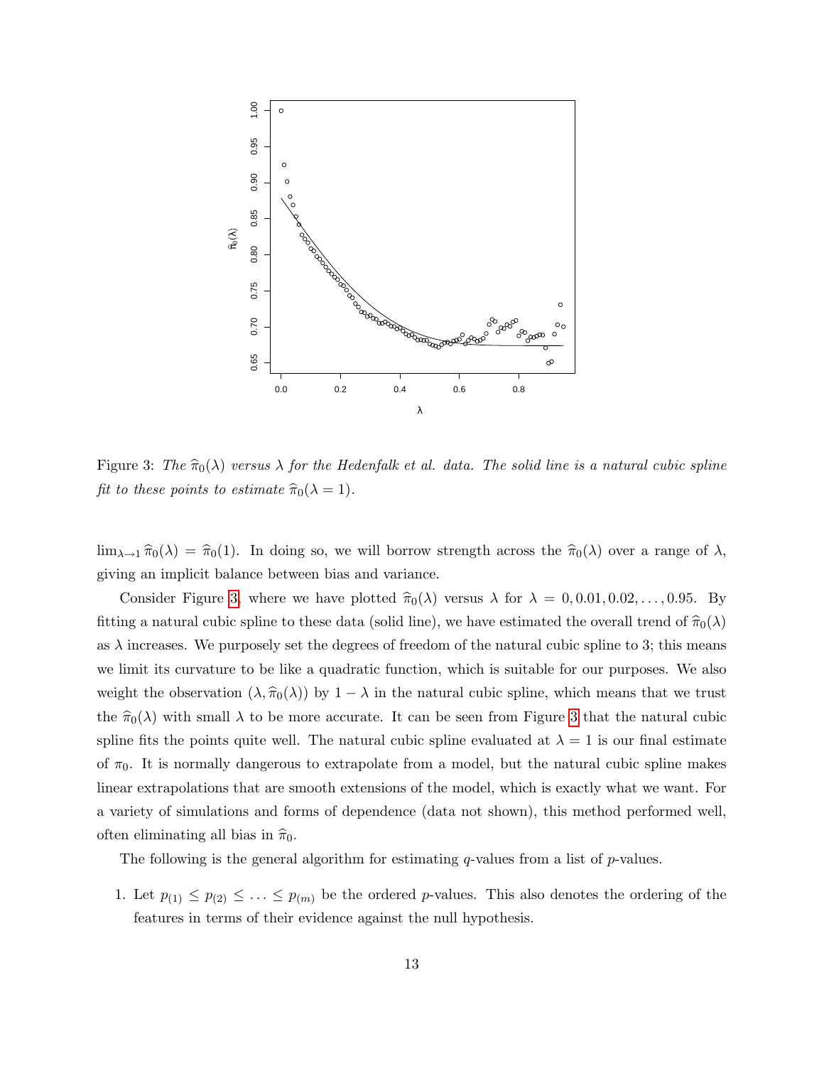Figure 3: *The $\widehat{\pi}_0(\lambda)$ versus $\lambda$ for the Hedenfalk et al. data. The solid line is a natural cubic spline fit to these points to estimate $\widehat{\pi}_0(\lambda = 1)$.*

$\lim_{\lambda \to 1} \widehat{\pi}_0(\lambda) = \widehat{\pi}_0(1)$. In doing so, we will borrow strength across the $\widehat{\pi}_0(\lambda)$ over a range of $\lambda$, giving an implicit balance between bias and variance.

Consider Figure 3, where we have plotted $\widehat{\pi}_0(\lambda)$ versus $\lambda$ for $\lambda = 0, 0.01, 0.02, \ldots, 0.95$. By fitting a natural cubic spline to these data (solid line), we have estimated the overall trend of $\widehat{\pi}_0(\lambda)$ as $\lambda$ increases. We purposely set the degrees of freedom of the natural cubic spline to 3; this means we limit its curvature to be like a quadratic function, which is suitable for our purposes. We also weight the observation $(\lambda, \widehat{\pi}_0(\lambda))$ by $1 - \lambda$ in the natural cubic spline, which means that we trust the $\widehat{\pi}_0(\lambda)$ with small $\lambda$ to be more accurate. It can be seen from Figure 3 that the natural cubic spline fits the points quite well. The natural cubic spline evaluated at $\lambda = 1$ is our final estimate of $\pi_0$. It is normally dangerous to extrapolate from a model, but the natural cubic spline makes linear extrapolations that are smooth extensions of the model, which is exactly what we want. For a variety of simulations and forms of dependence (data not shown), this method performed well, often eliminating all bias in $\widehat{\pi}_0$.

The following is the general algorithm for estimating $q$-values from a list of $p$-values.

1. Let $p_{(1)} \leq p_{(2)} \leq \ldots \leq p_{(m)}$ be the ordered $p$-values. This also denotes the ordering of the features in terms of their evidence against the null hypothesis.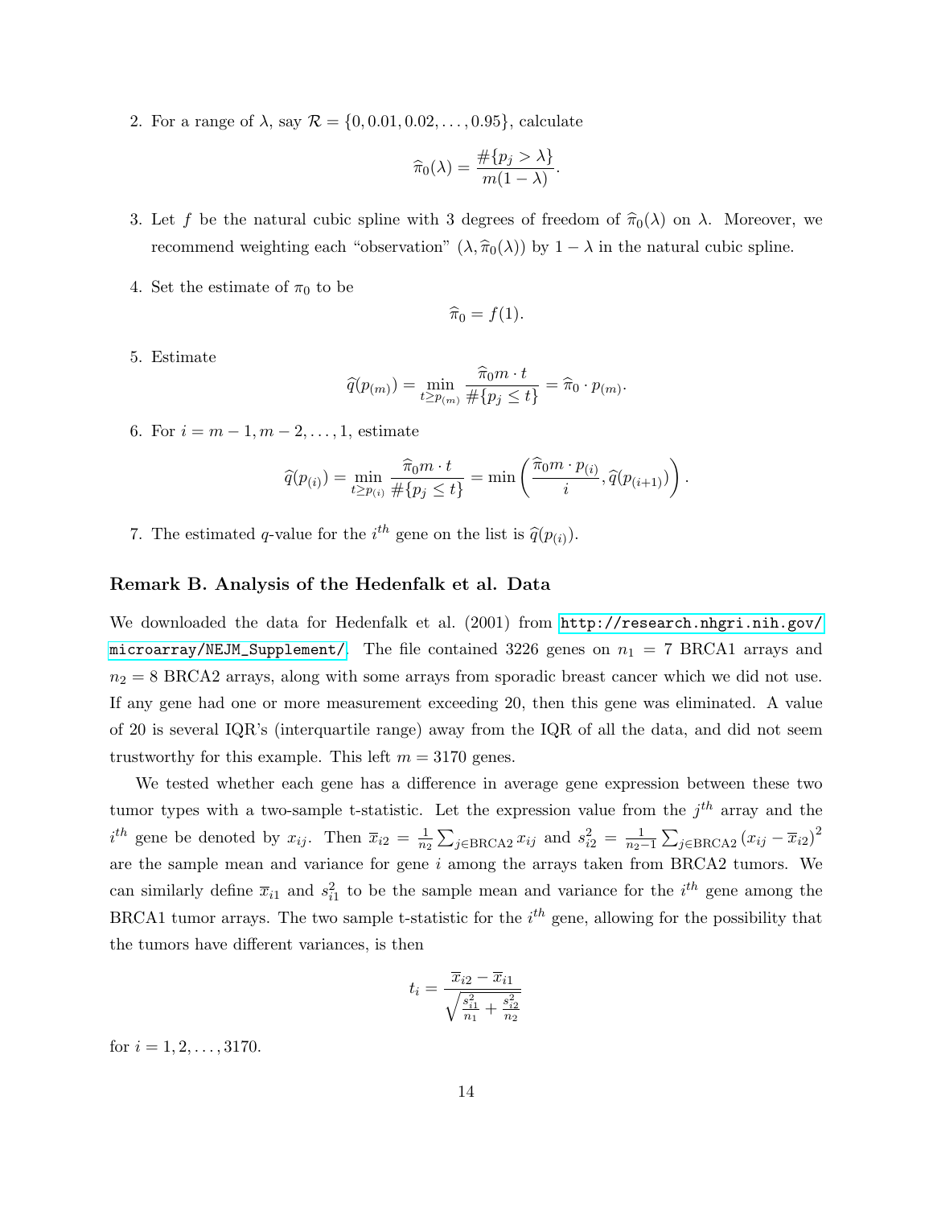2. For a range of $\lambda$, say $\mathcal{R} = \{0, 0.01, 0.02, \ldots, 0.95\}$, calculate

$$\widehat{\pi}_0(\lambda) = \frac{\#\{p_j > \lambda\}}{m(1-\lambda)}.$$

3. Let $f$ be the natural cubic spline with 3 degrees of freedom of $\widehat{\pi}_0(\lambda)$ on $\lambda$. Moreover, we recommend weighting each "observation" $(\lambda, \widehat{\pi}_0(\lambda))$ by $1 - \lambda$ in the natural cubic spline.

4. Set the estimate of $\pi_0$ to be

$$\widehat{\pi}_0 = f(1).$$

5. Estimate

$$\widehat{q}(p_{(m)}) = \min_{t \geq p_{(m)}} \frac{\widehat{\pi}_0 m \cdot t}{\#\{p_j \leq t\}} = \widehat{\pi}_0 \cdot p_{(m)}.$$

6. For $i = m-1, m-2, \ldots, 1$, estimate

$$\widehat{q}(p_{(i)}) = \min_{t \geq p_{(i)}} \frac{\widehat{\pi}_0 m \cdot t}{\#\{p_j \leq t\}} = \min\left(\frac{\widehat{\pi}_0 m \cdot p_{(i)}}{i}, \widehat{q}(p_{(i+1)})\right).$$

7. The estimated $q$-value for the $i^{th}$ gene on the list is $\widehat{q}(p_{(i)})$.

### Remark B. Analysis of the Hedenfalk et al. Data

We downloaded the data for Hedenfalk et al. (2001) from http://research.nhgri.nih.gov/microarray/NEJM_Supplement/. The file contained 3226 genes on $n_1 = 7$ BRCA1 arrays and $n_2 = 8$ BRCA2 arrays, along with some arrays from sporadic breast cancer which we did not use. If any gene had one or more measurement exceeding 20, then this gene was eliminated. A value of 20 is several IQR's (interquartile range) away from the IQR of all the data, and did not seem trustworthy for this example. This left $m = 3170$ genes.

We tested whether each gene has a difference in average gene expression between these two tumor types with a two-sample t-statistic. Let the expression value from the $j^{th}$ array and the $i^{th}$ gene be denoted by $x_{ij}$. Then $\overline{x}_{i2} = \frac{1}{n_2}\sum_{j \in \text{BRCA2}} x_{ij}$ and $s_{i2}^2 = \frac{1}{n_2 - 1}\sum_{j \in \text{BRCA2}} (x_{ij} - \overline{x}_{i2})^2$ are the sample mean and variance for gene $i$ among the arrays taken from BRCA2 tumors. We can similarly define $\overline{x}_{i1}$ and $s_{i1}^2$ to be the sample mean and variance for the $i^{th}$ gene among the BRCA1 tumor arrays. The two sample t-statistic for the $i^{th}$ gene, allowing for the possibility that the tumors have different variances, is then

$$t_i = \frac{\overline{x}_{i2} - \overline{x}_{i1}}{\sqrt{\frac{s_{i1}^2}{n_1} + \frac{s_{i2}^2}{n_2}}}$$

for $i = 1, 2, \ldots, 3170$.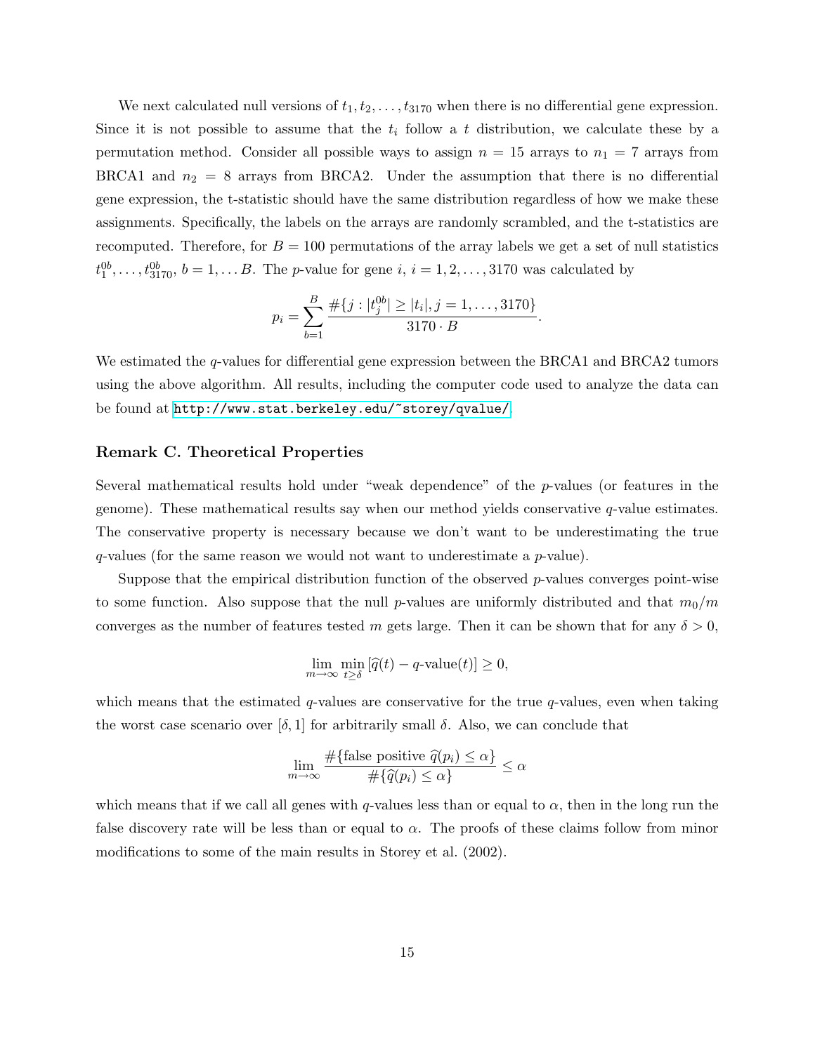We next calculated null versions of $t_1, t_2, \ldots, t_{3170}$ when there is no differential gene expression. Since it is not possible to assume that the $t_i$ follow a $t$ distribution, we calculate these by a permutation method. Consider all possible ways to assign $n = 15$ arrays to $n_1 = 7$ arrays from BRCA1 and $n_2 = 8$ arrays from BRCA2. Under the assumption that there is no differential gene expression, the t-statistic should have the same distribution regardless of how we make these assignments. Specifically, the labels on the arrays are randomly scrambled, and the t-statistics are recomputed. Therefore, for $B = 100$ permutations of the array labels we get a set of null statistics $t_1^{0b}, \ldots, t_{3170}^{0b}$, $b = 1, \ldots B$. The $p$-value for gene $i$, $i = 1, 2, \ldots, 3170$ was calculated by

$$p_i = \sum_{b=1}^{B} \frac{\#\{j : |t_j^{0b}| \geq |t_i|, j = 1, \ldots, 3170\}}{3170 \cdot B}.$$

We estimated the $q$-values for differential gene expression between the BRCA1 and BRCA2 tumors using the above algorithm. All results, including the computer code used to analyze the data can be found at http://www.stat.berkeley.edu/~storey/qvalue/.

### Remark C. Theoretical Properties

Several mathematical results hold under "weak dependence" of the $p$-values (or features in the genome). These mathematical results say when our method yields conservative $q$-value estimates. The conservative property is necessary because we don't want to be underestimating the true $q$-values (for the same reason we would not want to underestimate a $p$-value).

Suppose that the empirical distribution function of the observed $p$-values converges point-wise to some function. Also suppose that the null $p$-values are uniformly distributed and that $m_0/m$ converges as the number of features tested $m$ gets large. Then it can be shown that for any $\delta > 0$,

$$\lim_{m \to \infty} \min_{t \geq \delta} [\widehat{q}(t) - q\text{-value}(t)] \geq 0,$$

which means that the estimated $q$-values are conservative for the true $q$-values, even when taking the worst case scenario over $[\delta, 1]$ for arbitrarily small $\delta$. Also, we can conclude that

$$\lim_{m \to \infty} \frac{\#\{\text{false positive } \widehat{q}(p_i) \leq \alpha\}}{\#\{\widehat{q}(p_i) \leq \alpha\}} \leq \alpha$$

which means that if we call all genes with $q$-values less than or equal to $\alpha$, then in the long run the false discovery rate will be less than or equal to $\alpha$. The proofs of these claims follow from minor modifications to some of the main results in Storey et al. (2002).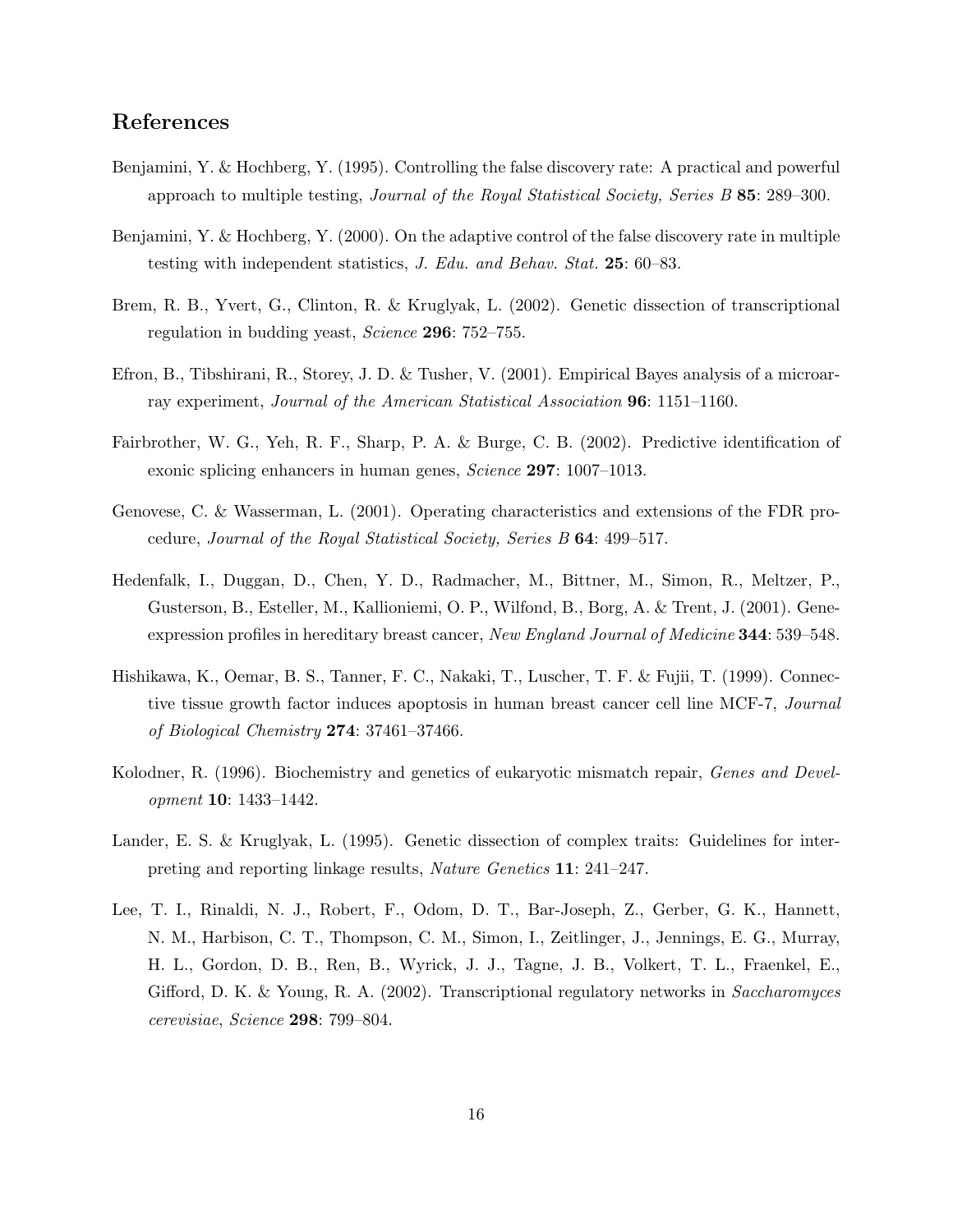## References

Benjamini, Y. & Hochberg, Y. (1995). Controlling the false discovery rate: A practical and powerful approach to multiple testing, *Journal of the Royal Statistical Society, Series B* **85**: 289–300.

Benjamini, Y. & Hochberg, Y. (2000). On the adaptive control of the false discovery rate in multiple testing with independent statistics, *J. Edu. and Behav. Stat.* **25**: 60–83.

Brem, R. B., Yvert, G., Clinton, R. & Kruglyak, L. (2002). Genetic dissection of transcriptional regulation in budding yeast, *Science* **296**: 752–755.

Efron, B., Tibshirani, R., Storey, J. D. & Tusher, V. (2001). Empirical Bayes analysis of a microarray experiment, *Journal of the American Statistical Association* **96**: 1151–1160.

Fairbrother, W. G., Yeh, R. F., Sharp, P. A. & Burge, C. B. (2002). Predictive identification of exonic splicing enhancers in human genes, *Science* **297**: 1007–1013.

Genovese, C. & Wasserman, L. (2001). Operating characteristics and extensions of the FDR procedure, *Journal of the Royal Statistical Society, Series B* **64**: 499–517.

Hedenfalk, I., Duggan, D., Chen, Y. D., Radmacher, M., Bittner, M., Simon, R., Meltzer, P., Gusterson, B., Esteller, M., Kallioniemi, O. P., Wilfond, B., Borg, A. & Trent, J. (2001). Gene-expression profiles in hereditary breast cancer, *New England Journal of Medicine* **344**: 539–548.

Hishikawa, K., Oemar, B. S., Tanner, F. C., Nakaki, T., Luscher, T. F. & Fujii, T. (1999). Connective tissue growth factor induces apoptosis in human breast cancer cell line MCF-7, *Journal of Biological Chemistry* **274**: 37461–37466.

Kolodner, R. (1996). Biochemistry and genetics of eukaryotic mismatch repair, *Genes and Development* **10**: 1433–1442.

Lander, E. S. & Kruglyak, L. (1995). Genetic dissection of complex traits: Guidelines for interpreting and reporting linkage results, *Nature Genetics* **11**: 241–247.

Lee, T. I., Rinaldi, N. J., Robert, F., Odom, D. T., Bar-Joseph, Z., Gerber, G. K., Hannett, N. M., Harbison, C. T., Thompson, C. M., Simon, I., Zeitlinger, J., Jennings, E. G., Murray, H. L., Gordon, D. B., Ren, B., Wyrick, J. J., Tagne, J. B., Volkert, T. L., Fraenkel, E., Gifford, D. K. & Young, R. A. (2002). Transcriptional regulatory networks in *Saccharomyces cerevisiae*, *Science* **298**: 799–804.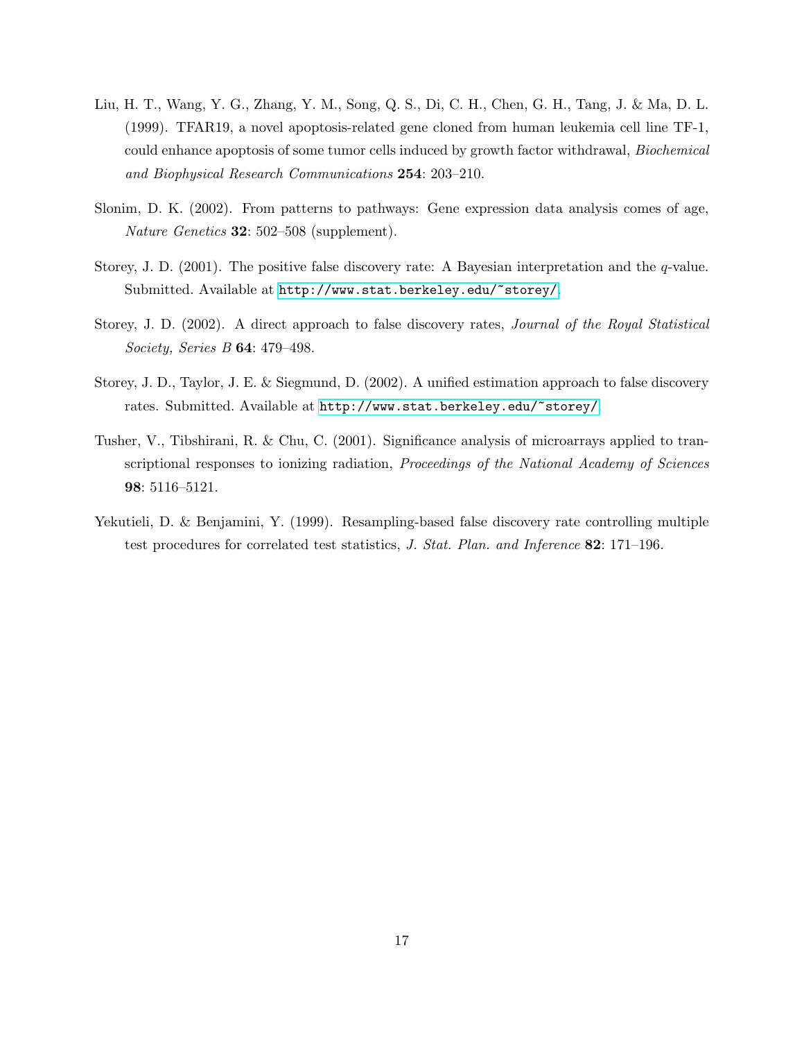Liu, H. T., Wang, Y. G., Zhang, Y. M., Song, Q. S., Di, C. H., Chen, G. H., Tang, J. & Ma, D. L. (1999). TFAR19, a novel apoptosis-related gene cloned from human leukemia cell line TF-1, could enhance apoptosis of some tumor cells induced by growth factor withdrawal, *Biochemical and Biophysical Research Communications* **254**: 203–210.

Slonim, D. K. (2002). From patterns to pathways: Gene expression data analysis comes of age, *Nature Genetics* **32**: 502–508 (supplement).

Storey, J. D. (2001). The positive false discovery rate: A Bayesian interpretation and the $q$-value. Submitted. Available at `http://www.stat.berkeley.edu/~storey/`.

Storey, J. D. (2002). A direct approach to false discovery rates, *Journal of the Royal Statistical Society, Series B* **64**: 479–498.

Storey, J. D., Taylor, J. E. & Siegmund, D. (2002). A unified estimation approach to false discovery rates. Submitted. Available at `http://www.stat.berkeley.edu/~storey/`

Tusher, V., Tibshirani, R. & Chu, C. (2001). Significance analysis of microarrays applied to transcriptional responses to ionizing radiation, *Proceedings of the National Academy of Sciences* **98**: 5116–5121.

Yekutieli, D. & Benjamini, Y. (1999). Resampling-based false discovery rate controlling multiple test procedures for correlated test statistics, *J. Stat. Plan. and Inference* **82**: 171–196.